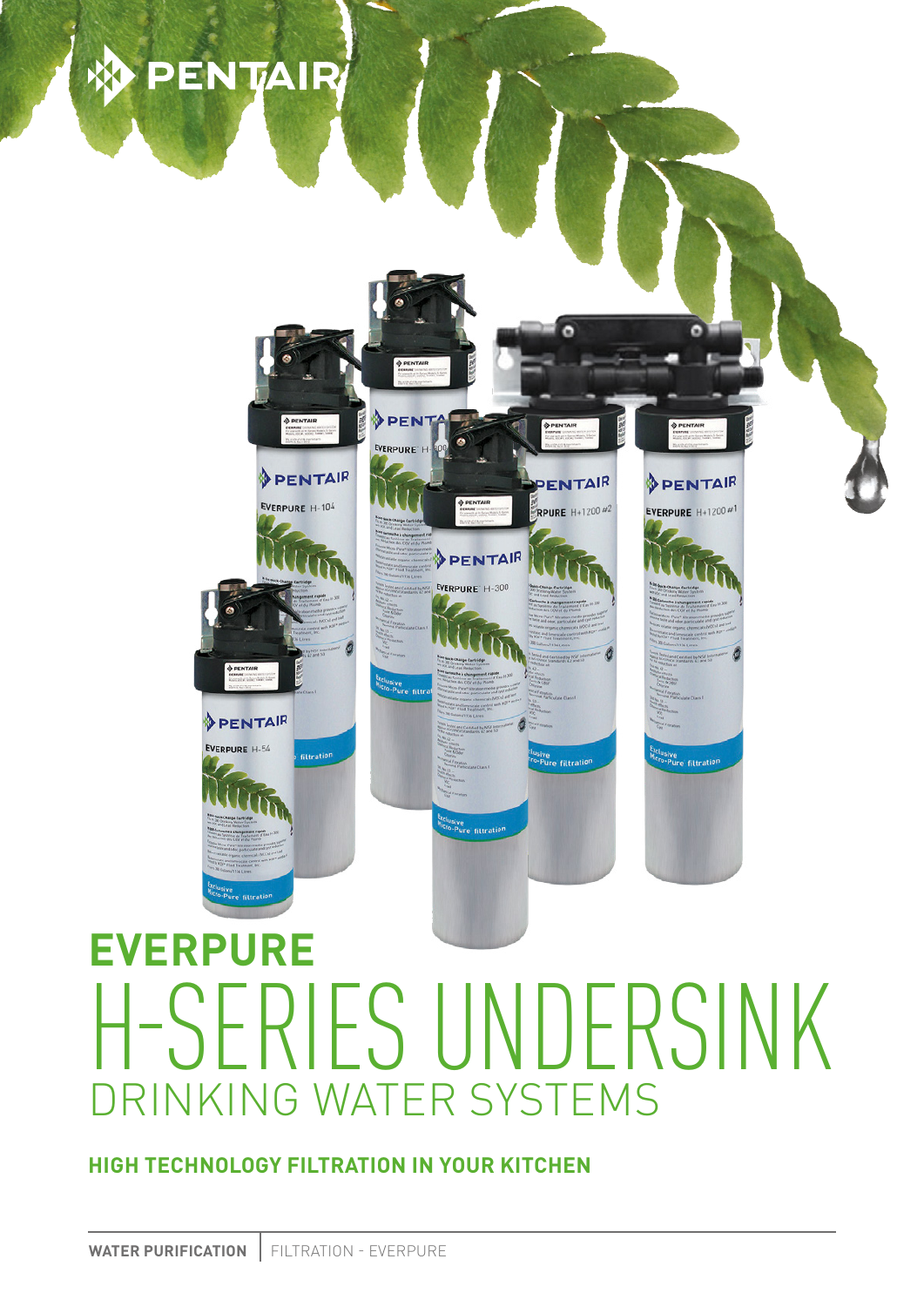# EVERPURE

# H-SERIES UNDERSINK

## DRINKING WATER SYSTEMS

**HIGH TECHNOLOGY FILTRATION IN YOUR KITCHEN**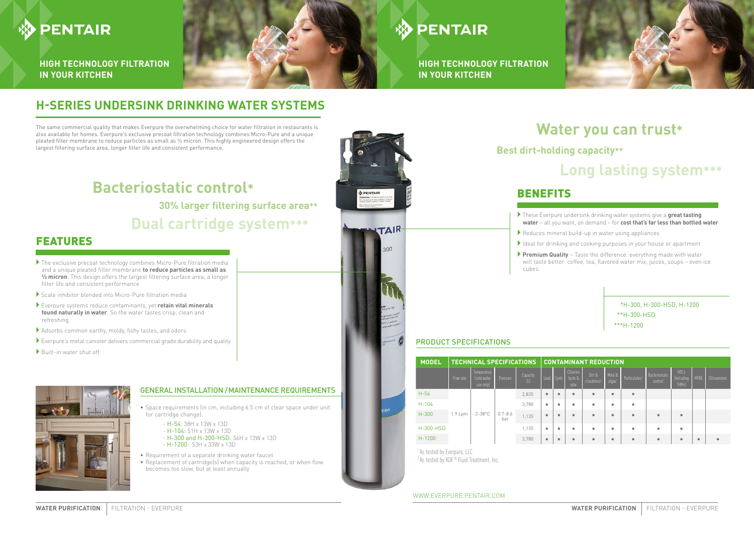# PENTAIR

**HIGH TECHNOLOGY FILTRATION IN YOUR KITCHEN**

## H-SERIES UNDERSINK DRINKING WATER SYSTEMS

The same commercial quality that makes Everpure the overwhelming choice for water filtration in restaurants is also available for homes. Everpure's exclusive precoat filtration technology combines Micro-Pure and a unique pleated filter membrane to reduce particles as small as ½ micron. This highly engineered design offers the largest filtering surface area, longer filter life and consistent performance.

**Bacteriostatic control***

**30% larger filtering surface area****

**Dual cartridge system*****

## FEATURES

- The exclusive precoat technology combines Micro-Pure filtration media and a unique pleated filter membrane **to reduce particles as small as ½ micron**. This design offers the largest filtering surface area, a longer filter life and consistent performance
- Scale inhibitor blended into Micro-Pure filtration media
- Everpure systems reduce contaminants, yet **retain vital minerals found naturally in water**. So the water tastes crisp, clean and refreshing
- Adsorbs common earthy, moldy, fishy tastes, and odors
- Everpure's metal canister delivers commercial grade durability and quality
- Built-in water shut off

### GENERAL INSTALLATION / MAINTENANCE REQUIREMENTS

- Space requirements (in cm, including 6.5 cm of clear space under unit for cartridge change):
  - H-54: 38H x 13W x 13D
  - H-104: 51H x 13W x 13D
  - H-300 and H-300-HSD: 56H x 13W x 13D
  - H-1200: 53H x 33W x 13D
- Requirement of a separate drinking water faucet
- Replacement of cartridge(s) when capacity is reached, or when flow becomes too slow, but at least annually

# PENTAIR

**HIGH TECHNOLOGY FILTRATION IN YOUR KITCHEN**

**Water you can trust***

**Best dirt-holding capacity****

**Long lasting system*****

## BENEFITS

- These Everpure undersink drinking water systems give a **great tasting water** – all you want, on demand – for **cost that's far less than bottled water**
- Reduces mineral build-up in water using appliances
- Ideal for drinking and cooking purposes in your house or apartment
- **Premium Quality** – Taste the difference: everything made with water will taste better: coffee, tea, flavored water mix, juices, soups – even ice cubes.

*H-300, H-300-HSD, H-1200
**H-300-HSD
***H-1200

### PRODUCT SPECIFICATIONS

| MODEL | TECHNICAL SPECIFICATIONS | | | | CONTAMINANT REDUCTION | | | | | | | | | |
|---|---|---|---|---|---|---|---|---|---|---|---|---|---|---|
| | Flow rate | Temperature (cold water use only) | Pressure | Capacity (L) | Lead | Cysts | Chlorine taste & odor | Dirt & cloudiness[1] | Mold & algae[1] | Particulates[1] | Bacteriostatic control[2] | VOC's (including THMs) | MTBE | Chloramines |
| H-54 | 1.9 Lpm | 2–38°C | 0.7–8.6 bar | 2,835 | • | • | • | • | • | • | | | | |
| H-104 | | | | 3,780 | • | • | • | • | • | • | | | | |
| H-300 | | | | 1,135 | • | • | • | • | • | • | • | • | | |
| H-300-HSD | | | | 1,135 | • | • | • | • | • | • | • | • | | |
| H-1200 | | | | 3,780 | • | • | • | • | • | • | • | • | • | • |

[1] As tested by Everpure, LLC
[2] As tested by KDF® Fluid Treatment, Inc.

WWW.EVERPURE.PENTAIR.COM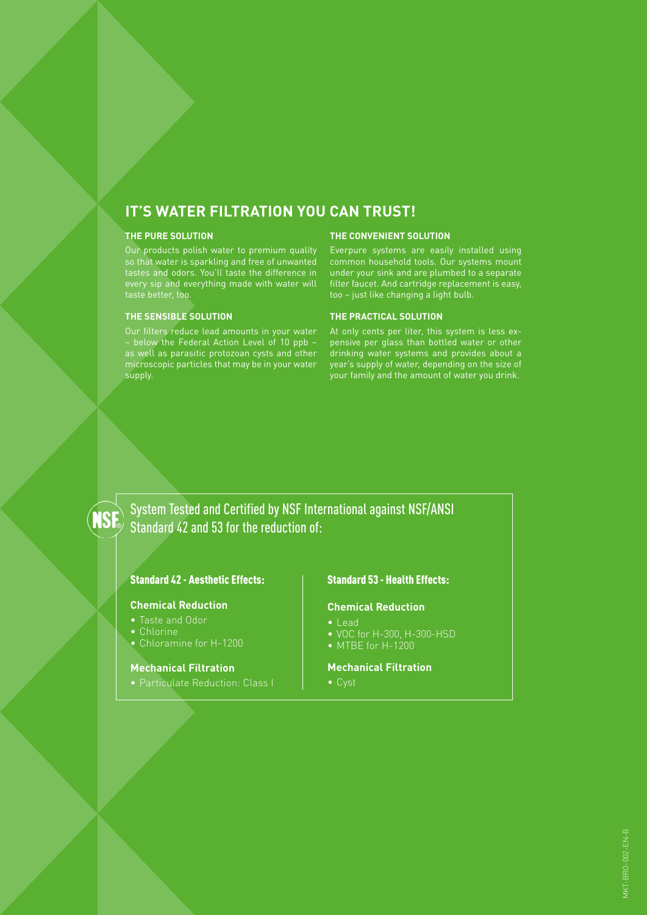## IT'S WATER FILTRATION YOU CAN TRUST!

### THE PURE SOLUTION

Our products polish water to premium quality so that water is sparkling and free of unwanted tastes and odors. You'll taste the difference in every sip and everything made with water will taste better, too.

### THE SENSIBLE SOLUTION

Our filters reduce lead amounts in your water – below the Federal Action Level of 10 ppb – as well as parasitic protozoan cysts and other microscopic particles that may be in your water supply.

### THE CONVENIENT SOLUTION

Everpure systems are easily installed using common household tools. Our systems mount under your sink and are plumbed to a separate filter faucet. And cartridge replacement is easy, too – just like changing a light bulb.

### THE PRACTICAL SOLUTION

At only cents per liter, this system is less expensive per glass than bottled water or other drinking water systems and provides about a year's supply of water, depending on the size of your family and the amount of water you drink.

NSF®

System Tested and Certified by NSF International against NSF/ANSI Standard 42 and 53 for the reduction of:

### Standard 42 - Aesthetic Effects:

#### Chemical Reduction

- Taste and Odor
- Chlorine
- Chloramine for H-1200

#### Mechanical Filtration

- Particulate Reduction: Class I

### Standard 53 - Health Effects:

#### Chemical Reduction

- Lead
- VOC for H-300, H-300-HSD
- MTBE for H-1200

#### Mechanical Filtration

- Cyst

MKT-BRO-002-EN-B